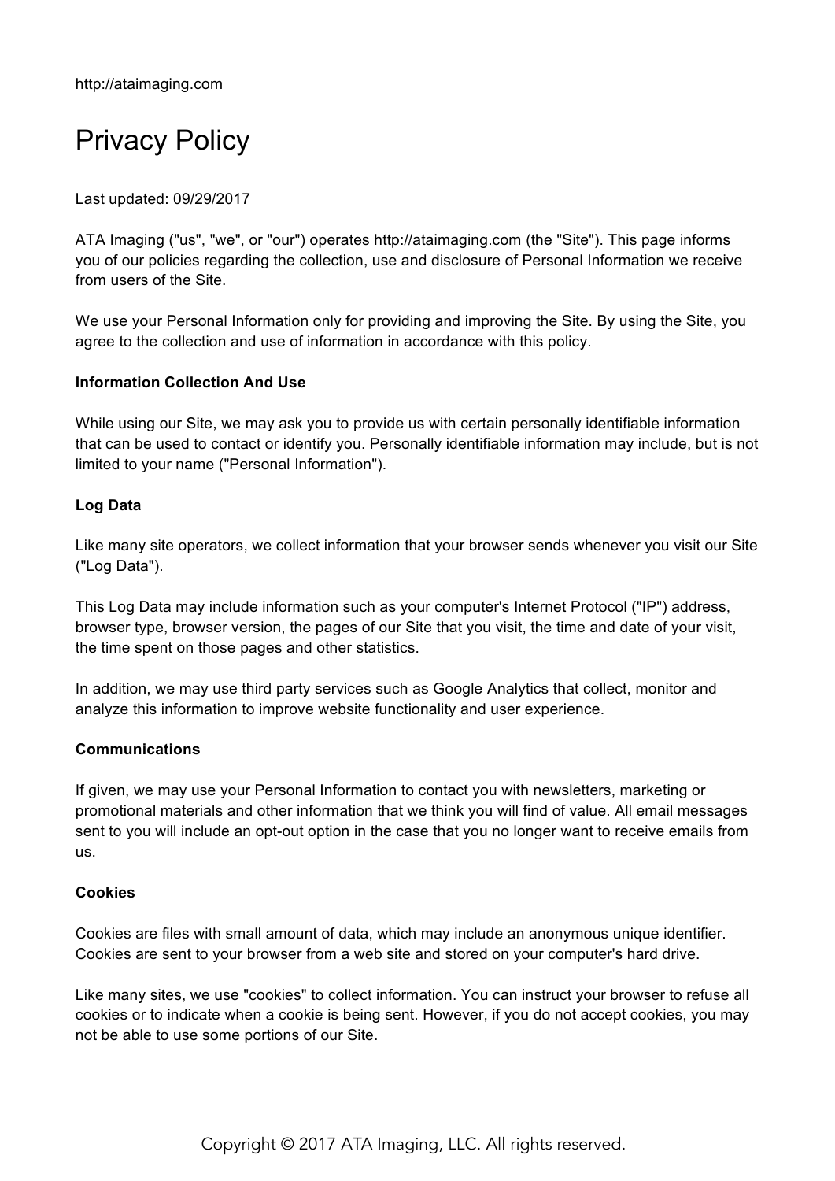http://ataimaging.com

# Privacy Policy

Last updated: 09/29/2017

ATA Imaging ("us", "we", or "our") operates http://ataimaging.com (the "Site"). This page informs you of our policies regarding the collection, use and disclosure of Personal Information we receive from users of the Site.

We use your Personal Information only for providing and improving the Site. By using the Site, you agree to the collection and use of information in accordance with this policy.

**Information Collection And Use**

While using our Site, we may ask you to provide us with certain personally identifiable information that can be used to contact or identify you. Personally identifiable information may include, but is not limited to your name ("Personal Information").

**Log Data**

Like many site operators, we collect information that your browser sends whenever you visit our Site ("Log Data").

This Log Data may include information such as your computer's Internet Protocol ("IP") address, browser type, browser version, the pages of our Site that you visit, the time and date of your visit, the time spent on those pages and other statistics.

In addition, we may use third party services such as Google Analytics that collect, monitor and analyze this information to improve website functionality and user experience.

**Communications**

If given, we may use your Personal Information to contact you with newsletters, marketing or promotional materials and other information that we think you will find of value. All email messages sent to you will include an opt-out option in the case that you no longer want to receive emails from us.

**Cookies**

Cookies are files with small amount of data, which may include an anonymous unique identifier. Cookies are sent to your browser from a web site and stored on your computer's hard drive.

Like many sites, we use "cookies" to collect information. You can instruct your browser to refuse all cookies or to indicate when a cookie is being sent. However, if you do not accept cookies, you may not be able to use some portions of our Site.

Copyright © 2017 ATA Imaging, LLC. All rights reserved.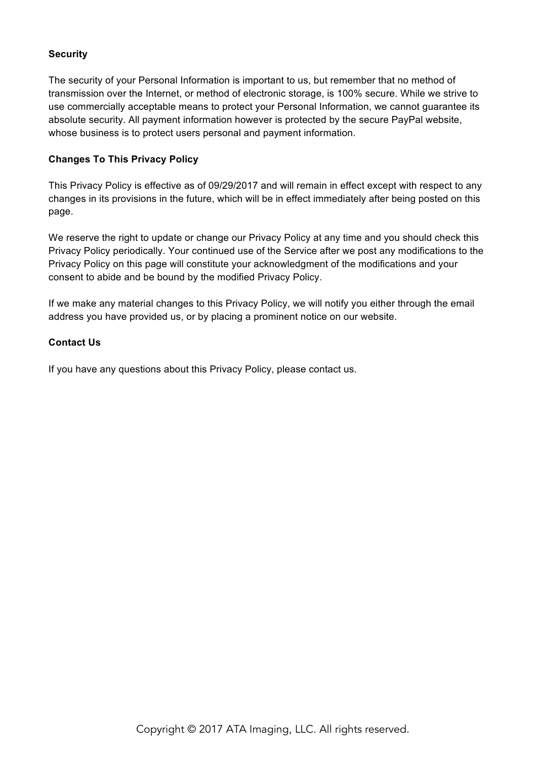## Security

The security of your Personal Information is important to us, but remember that no method of transmission over the Internet, or method of electronic storage, is 100% secure. While we strive to use commercially acceptable means to protect your Personal Information, we cannot guarantee its absolute security. All payment information however is protected by the secure PayPal website, whose business is to protect users personal and payment information.

## Changes To This Privacy Policy

This Privacy Policy is effective as of 09/29/2017 and will remain in effect except with respect to any changes in its provisions in the future, which will be in effect immediately after being posted on this page.

We reserve the right to update or change our Privacy Policy at any time and you should check this Privacy Policy periodically. Your continued use of the Service after we post any modifications to the Privacy Policy on this page will constitute your acknowledgment of the modifications and your consent to abide and be bound by the modified Privacy Policy.

If we make any material changes to this Privacy Policy, we will notify you either through the email address you have provided us, or by placing a prominent notice on our website.

## Contact Us

If you have any questions about this Privacy Policy, please contact us.

Copyright © 2017 ATA Imaging, LLC. All rights reserved.